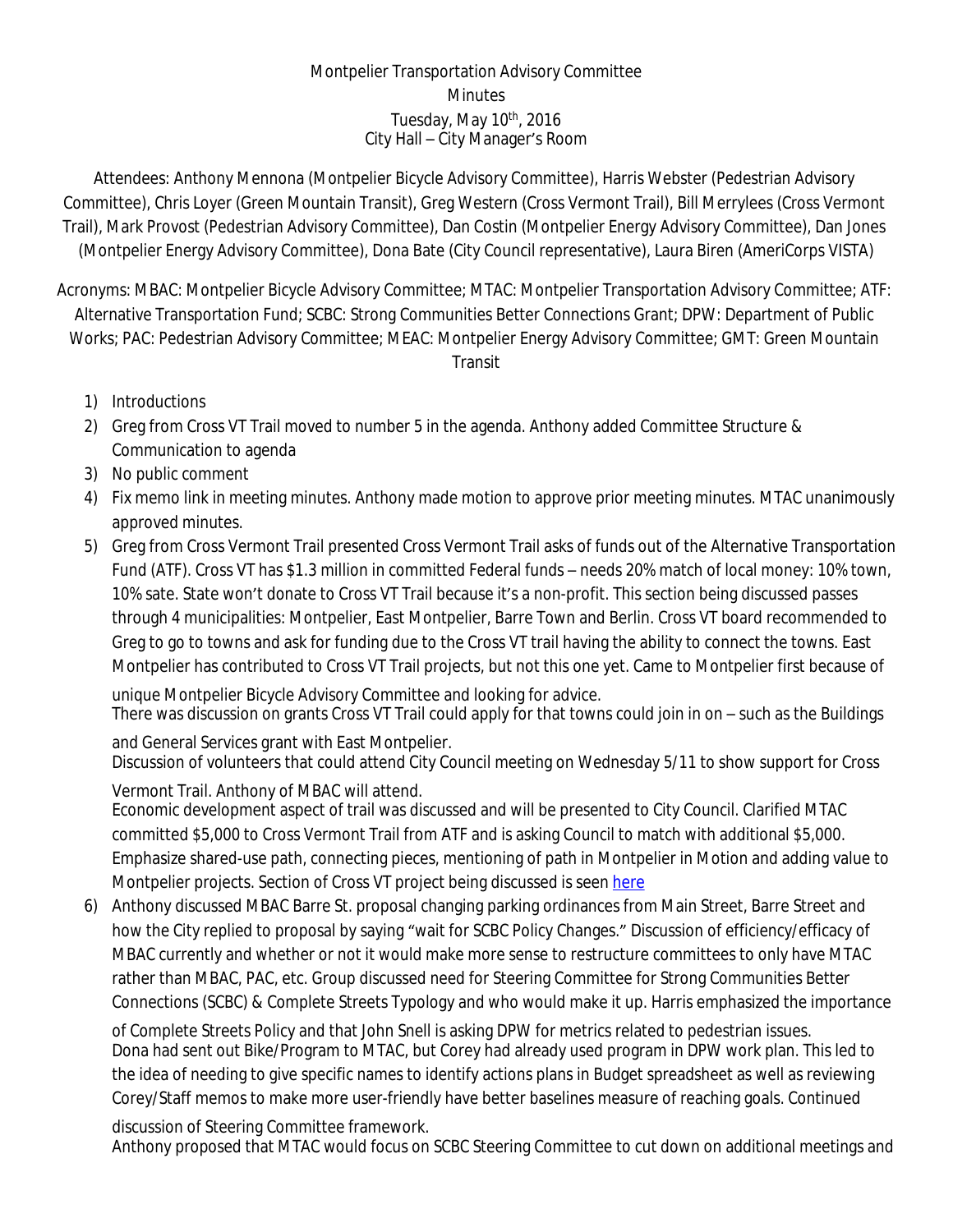Montpelier Transportation Advisory Committee
Minutes
Tuesday, May 10th, 2016
City Hall – City Manager's Room

Attendees: Anthony Mennona (Montpelier Bicycle Advisory Committee), Harris Webster (Pedestrian Advisory Committee), Chris Loyer (Green Mountain Transit), Greg Western (Cross Vermont Trail), Bill Merrylees (Cross Vermont Trail), Mark Provost (Pedestrian Advisory Committee), Dan Costin (Montpelier Energy Advisory Committee), Dan Jones (Montpelier Energy Advisory Committee), Dona Bate (City Council representative), Laura Biren (AmeriCorps VISTA)

Acronyms: MBAC: Montpelier Bicycle Advisory Committee; MTAC: Montpelier Transportation Advisory Committee; ATF: Alternative Transportation Fund; SCBC: Strong Communities Better Connections Grant; DPW: Department of Public Works; PAC: Pedestrian Advisory Committee; MEAC: Montpelier Energy Advisory Committee; GMT: Green Mountain Transit

1) Introductions
2) Greg from Cross VT Trail moved to number 5 in the agenda. Anthony added Committee Structure & Communication to agenda
3) No public comment
4) Fix memo link in meeting minutes. Anthony made motion to approve prior meeting minutes. MTAC unanimously approved minutes.
5) Greg from Cross Vermont Trail presented Cross Vermont Trail asks of funds out of the Alternative Transportation Fund (ATF). Cross VT has $1.3 million in committed Federal funds – needs 20% match of local money: 10% town, 10% sate. State won't donate to Cross VT Trail because it's a non-profit. This section being discussed passes through 4 municipalities: Montpelier, East Montpelier, Barre Town and Berlin. Cross VT board recommended to Greg to go to towns and ask for funding due to the Cross VT trail having the ability to connect the towns. East Montpelier has contributed to Cross VT Trail projects, but not this one yet. Came to Montpelier first because of unique Montpelier Bicycle Advisory Committee and looking for advice.
   There was discussion on grants Cross VT Trail could apply for that towns could join in on – such as the Buildings and General Services grant with East Montpelier.
   Discussion of volunteers that could attend City Council meeting on Wednesday 5/11 to show support for Cross Vermont Trail. Anthony of MBAC will attend.
   Economic development aspect of trail was discussed and will be presented to City Council. Clarified MTAC committed $5,000 to Cross Vermont Trail from ATF and is asking Council to match with additional $5,000. Emphasize shared-use path, connecting pieces, mentioning of path in Montpelier in Motion and adding value to Montpelier projects. Section of Cross VT project being discussed is seen here
6) Anthony discussed MBAC Barre St. proposal changing parking ordinances from Main Street, Barre Street and how the City replied to proposal by saying "wait for SCBC Policy Changes." Discussion of efficiency/efficacy of MBAC currently and whether or not it would make more sense to restructure committees to only have MTAC rather than MBAC, PAC, etc. Group discussed need for Steering Committee for Strong Communities Better Connections (SCBC) & Complete Streets Typology and who would make it up. Harris emphasized the importance of Complete Streets Policy and that John Snell is asking DPW for metrics related to pedestrian issues.
   Dona had sent out Bike/Program to MTAC, but Corey had already used program in DPW work plan. This led to the idea of needing to give specific names to identify actions plans in Budget spreadsheet as well as reviewing Corey/Staff memos to make more user-friendly have better baselines measure of reaching goals. Continued discussion of Steering Committee framework.
   Anthony proposed that MTAC would focus on SCBC Steering Committee to cut down on additional meetings and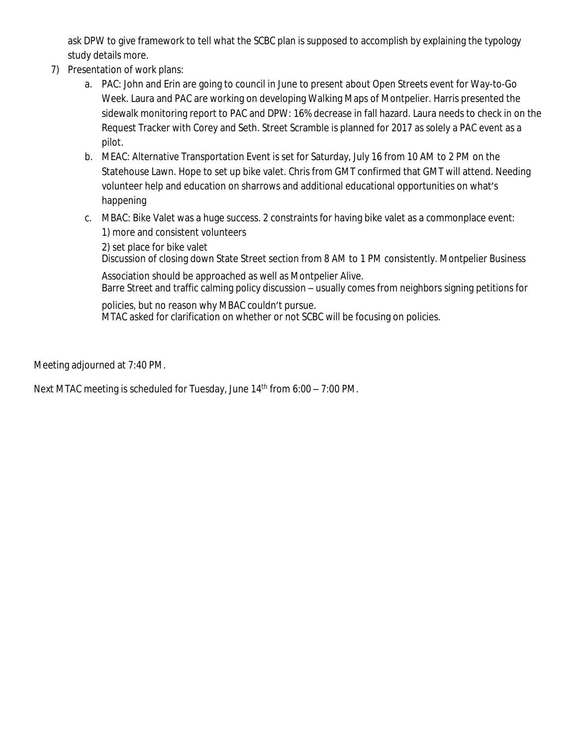ask DPW to give framework to tell what the SCBC plan is supposed to accomplish by explaining the typology study details more.

7) Presentation of work plans:
    a. PAC: John and Erin are going to council in June to present about Open Streets event for Way-to-Go Week. Laura and PAC are working on developing Walking Maps of Montpelier. Harris presented the sidewalk monitoring report to PAC and DPW: 16% decrease in fall hazard. Laura needs to check in on the Request Tracker with Corey and Seth. Street Scramble is planned for 2017 as solely a PAC event as a pilot.
    b. MEAC: Alternative Transportation Event is set for Saturday, July 16 from 10 AM to 2 PM on the Statehouse Lawn. Hope to set up bike valet. Chris from GMT confirmed that GMT will attend. Needing volunteer help and education on sharrows and additional educational opportunities on what's happening
    c. MBAC: Bike Valet was a huge success. 2 constraints for having bike valet as a commonplace event:
        1) more and consistent volunteers
        2) set place for bike valet

        Discussion of closing down State Street section from 8 AM to 1 PM consistently. Montpelier Business Association should be approached as well as Montpelier Alive.

        Barre Street and traffic calming policy discussion – usually comes from neighbors signing petitions for policies, but no reason why MBAC couldn't pursue.

        MTAC asked for clarification on whether or not SCBC will be focusing on policies.

Meeting adjourned at 7:40 PM.

Next MTAC meeting is scheduled for Tuesday, June 14th from 6:00 – 7:00 PM.